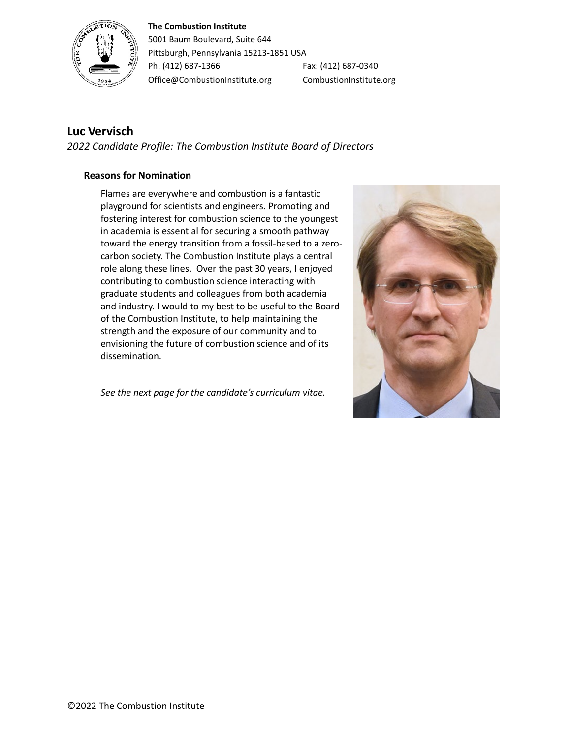**The Combustion Institute**
5001 Baum Boulevard, Suite 644
Pittsburgh, Pennsylvania 15213-1851 USA
Ph: (412) 687-1366 Fax: (412) 687-0340
Office@CombustionInstitute.org CombustionInstitute.org

# Luc Vervisch

*2022 Candidate Profile: The Combustion Institute Board of Directors*

## Reasons for Nomination

Flames are everywhere and combustion is a fantastic playground for scientists and engineers. Promoting and fostering interest for combustion science to the youngest in academia is essential for securing a smooth pathway toward the energy transition from a fossil-based to a zero-carbon society. The Combustion Institute plays a central role along these lines. Over the past 30 years, I enjoyed contributing to combustion science interacting with graduate students and colleagues from both academia and industry. I would to my best to be useful to the Board of the Combustion Institute, to help maintaining the strength and the exposure of our community and to envisioning the future of combustion science and of its dissemination.

*See the next page for the candidate's curriculum vitae.*

©2022 The Combustion Institute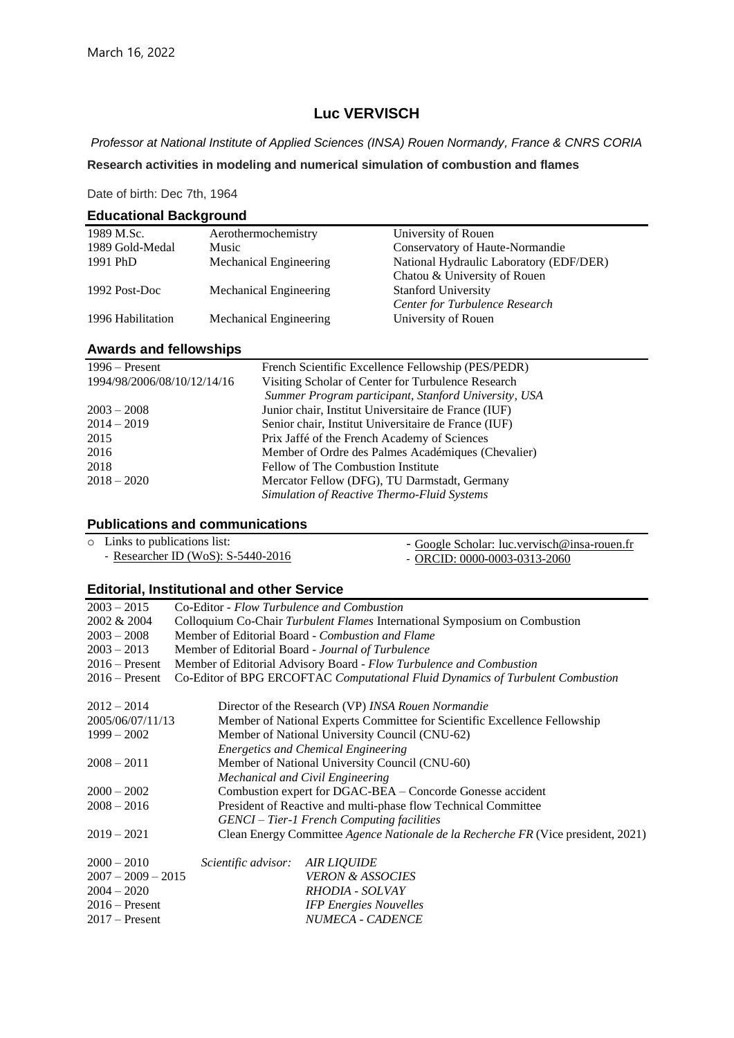March 16, 2022

# Luc VERVISCH

*Professor at National Institute of Applied Sciences (INSA) Rouen Normandy, France & CNRS CORIA*

**Research activities in modeling and numerical simulation of combustion and flames**

Date of birth: Dec 7th, 1964

## Educational Background

| | | |
|---|---|---|
| 1989 M.Sc. | Aerothermochemistry | University of Rouen |
| 1989 Gold-Medal | Music | Conservatory of Haute-Normandie |
| 1991 PhD | Mechanical Engineering | National Hydraulic Laboratory (EDF/DER) Chatou & University of Rouen |
| 1992 Post-Doc | Mechanical Engineering | Stanford University *Center for Turbulence Research* |
| 1996 Habilitation | Mechanical Engineering | University of Rouen |

## Awards and fellowships

| | |
|---|---|
| 1996 – Present | French Scientific Excellence Fellowship (PES/PEDR) |
| 1994/98/2006/08/10/12/14/16 | Visiting Scholar of Center for Turbulence Research *Summer Program participant, Stanford University, USA* |
| 2003 – 2008 | Junior chair, Institut Universitaire de France (IUF) |
| 2014 – 2019 | Senior chair, Institut Universitaire de France (IUF) |
| 2015 | Prix Jaffé of the French Academy of Sciences |
| 2016 | Member of Ordre des Palmes Académiques (Chevalier) |
| 2018 | Fellow of The Combustion Institute |
| 2018 – 2020 | Mercator Fellow (DFG), TU Darmstadt, Germany *Simulation of Reactive Thermo-Fluid Systems* |

## Publications and communications

- Links to publications list:
  - Researcher ID (WoS): S-5440-2016
  - Google Scholar: luc.vervisch@insa-rouen.fr
  - ORCID: 0000-0003-0313-2060

## Editorial, Institutional and other Service

| | |
|---|---|
| 2003 – 2015 | Co-Editor - *Flow Turbulence and Combustion* |
| 2002 & 2004 | Colloquium Co-Chair *Turbulent Flames* International Symposium on Combustion |
| 2003 – 2008 | Member of Editorial Board - *Combustion and Flame* |
| 2003 – 2013 | Member of Editorial Board - *Journal of Turbulence* |
| 2016 – Present | Member of Editorial Advisory Board - *Flow Turbulence and Combustion* |
| 2016 – Present | Co-Editor of BPG ERCOFTAC *Computational Fluid Dynamics of Turbulent Combustion* |

| | |
|---|---|
| 2012 – 2014 | Director of the Research (VP) *INSA Rouen Normandie* |
| 2005/06/07/11/13 | Member of National Experts Committee for Scientific Excellence Fellowship |
| 1999 – 2002 | Member of National University Council (CNU-62) *Energetics and Chemical Engineering* |
| 2008 – 2011 | Member of National University Council (CNU-60) *Mechanical and Civil Engineering* |
| 2000 – 2002 | Combustion expert for DGAC-BEA – Concorde Gonesse accident |
| 2008 – 2016 | President of Reactive and multi-phase flow Technical Committee *GENCI – Tier-1 French Computing facilities* |
| 2019 – 2021 | Clean Energy Committee *Agence Nationale de la Recherche FR* (Vice president, 2021) |

| | | |
|---|---|---|
| 2000 – 2010 | *Scientific advisor:* | *AIR LIQUIDE* |
| 2007 – 2009 – 2015 | | *VERON & ASSOCIES* |
| 2004 – 2020 | | *RHODIA - SOLVAY* |
| 2016 – Present | | *IFP Energies Nouvelles* |
| 2017 – Present | | *NUMECA - CADENCE* |